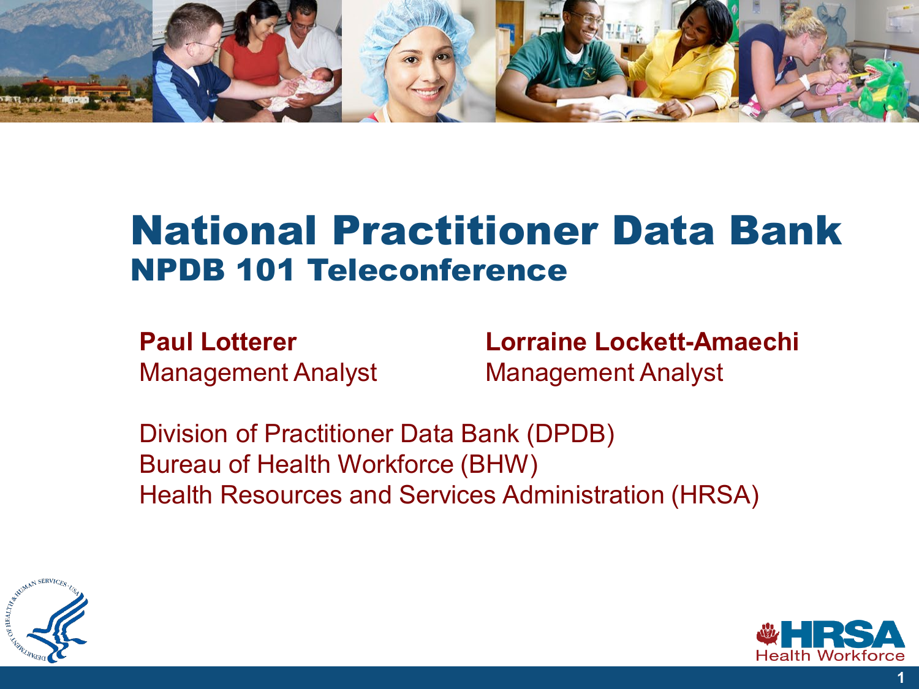# National Practitioner Data Bank

## NPDB 101 Teleconference

**Paul Lotterer**
Management Analyst

**Lorraine Lockett-Amaechi**
Management Analyst

Division of Practitioner Data Bank (DPDB)
Bureau of Health Workforce (BHW)
Health Resources and Services Administration (HRSA)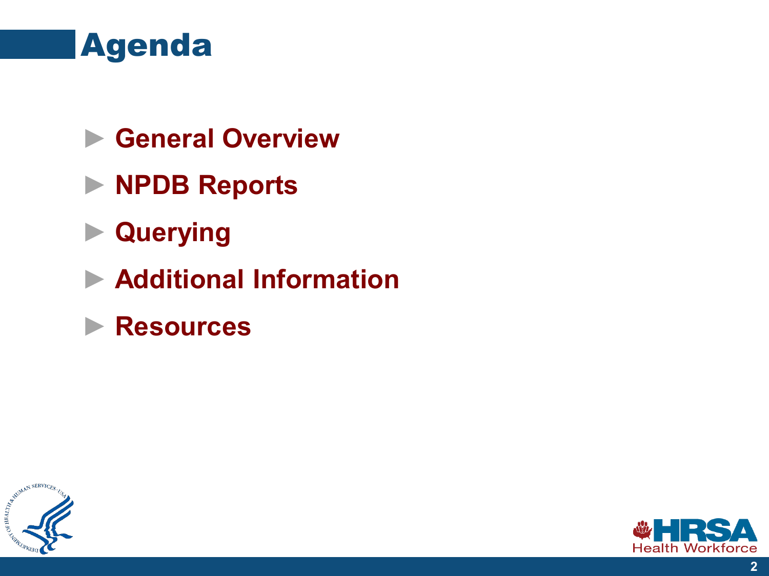# Agenda

- General Overview
- NPDB Reports
- Querying
- Additional Information
- Resources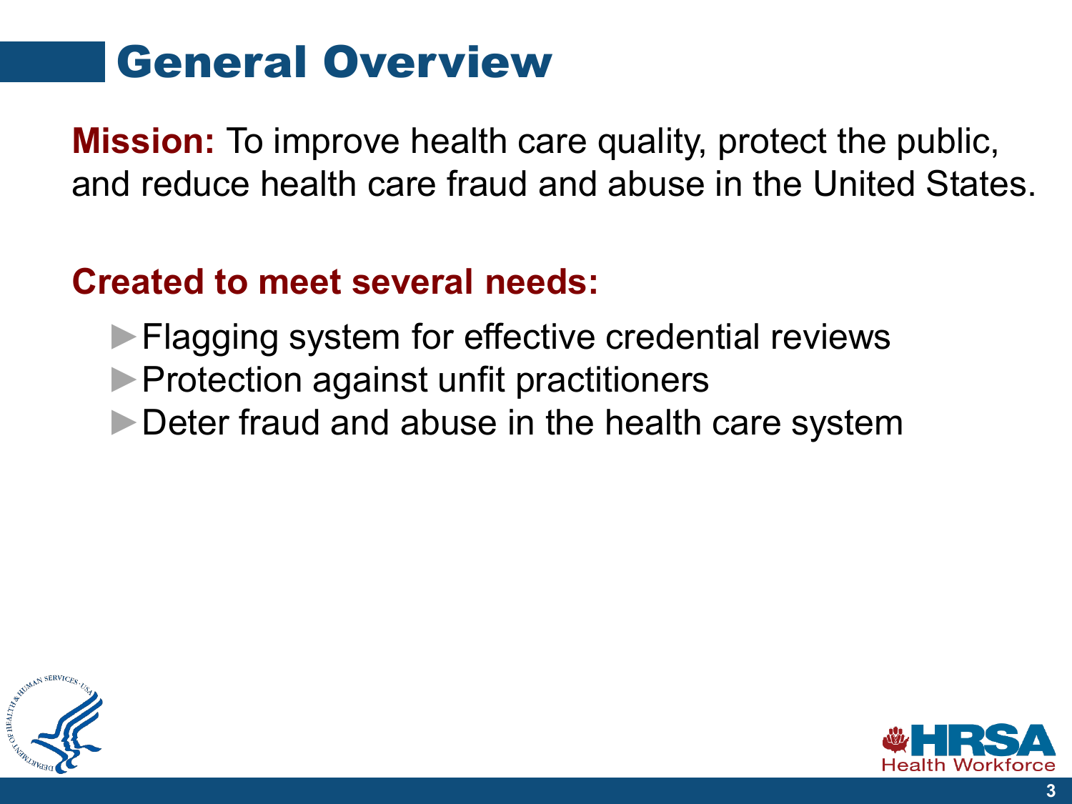# General Overview

**Mission:** To improve health care quality, protect the public, and reduce health care fraud and abuse in the United States.

**Created to meet several needs:**

- Flagging system for effective credential reviews
- Protection against unfit practitioners
- Deter fraud and abuse in the health care system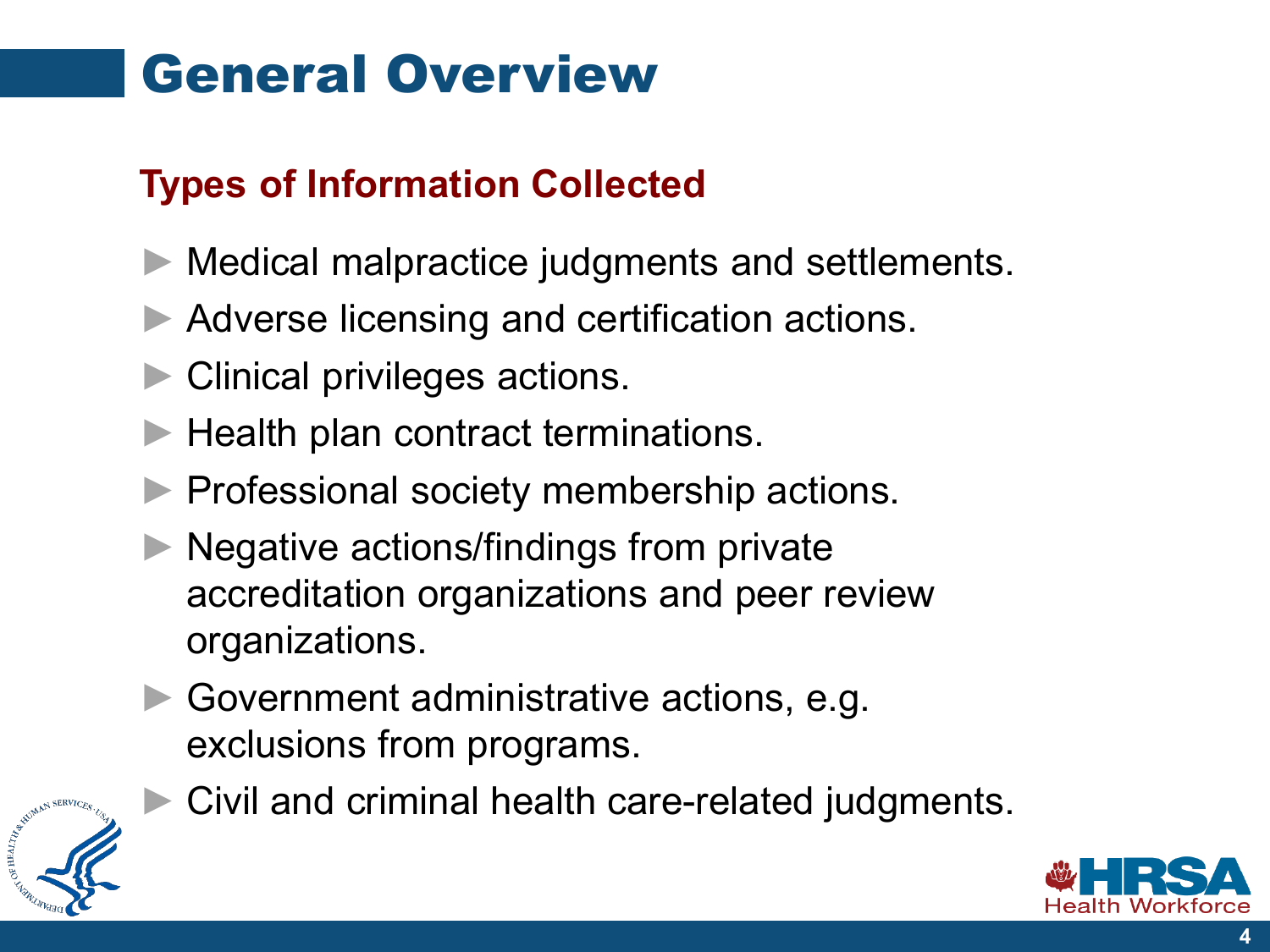# General Overview

## Types of Information Collected

- Medical malpractice judgments and settlements.
- Adverse licensing and certification actions.
- Clinical privileges actions.
- Health plan contract terminations.
- Professional society membership actions.
- Negative actions/findings from private accreditation organizations and peer review organizations.
- Government administrative actions, e.g. exclusions from programs.
- Civil and criminal health care-related judgments.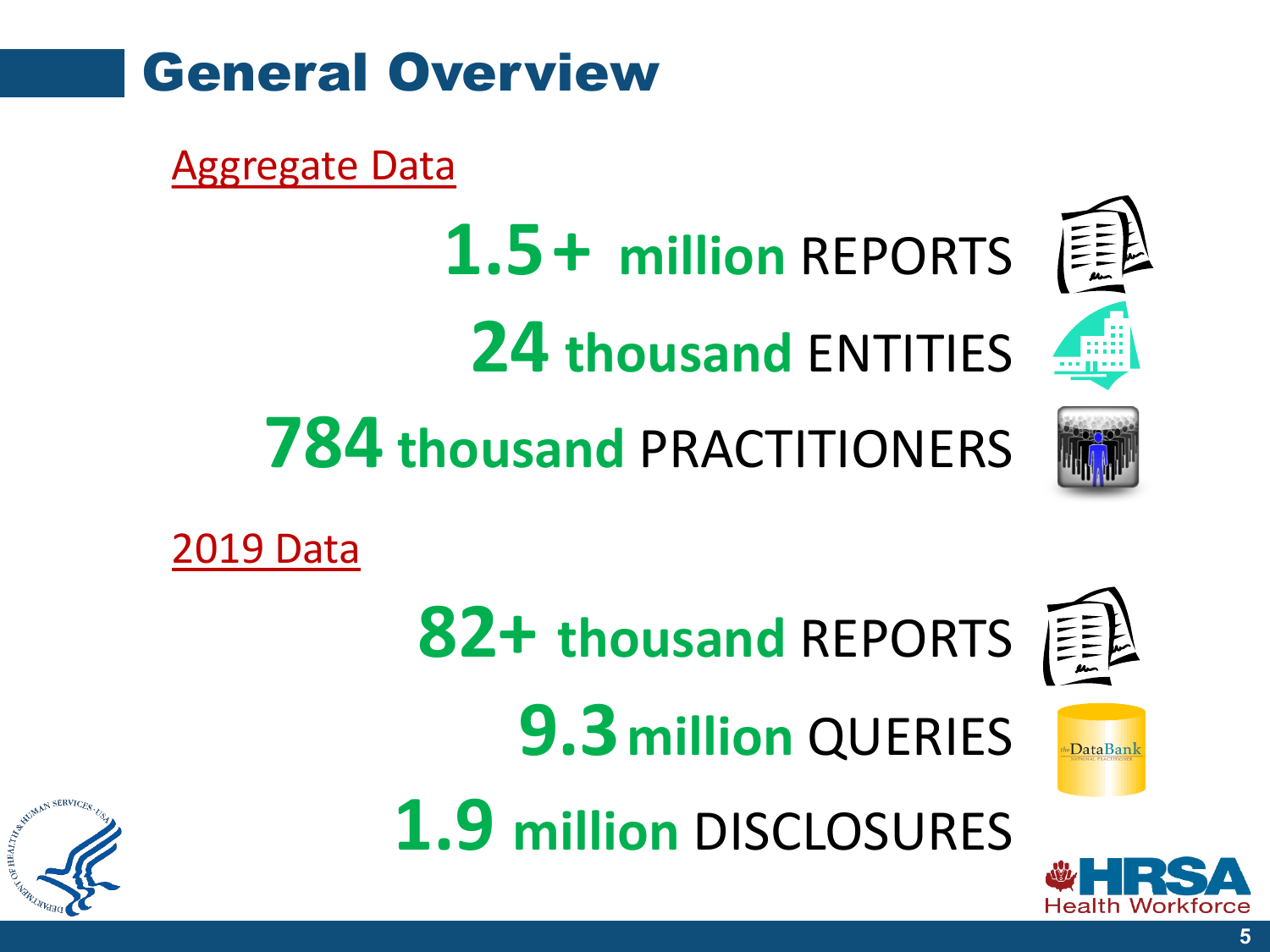# General Overview

## Aggregate Data

**1.5+ million** REPORTS

**24 thousand** ENTITIES

**784 thousand** PRACTITIONERS

## 2019 Data

**82+ thousand** REPORTS

**9.3 million** QUERIES

**1.9 million** DISCLOSURES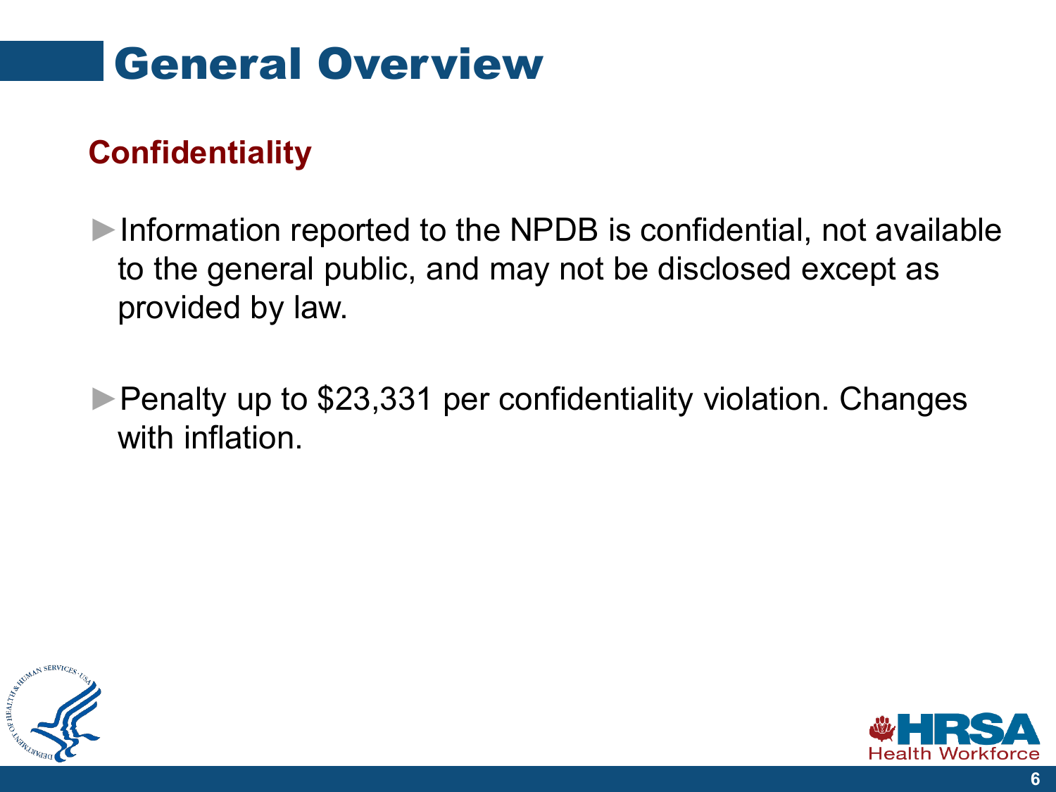# General Overview

## Confidentiality

- Information reported to the NPDB is confidential, not available to the general public, and may not be disclosed except as provided by law.
- Penalty up to $23,331 per confidentiality violation. Changes with inflation.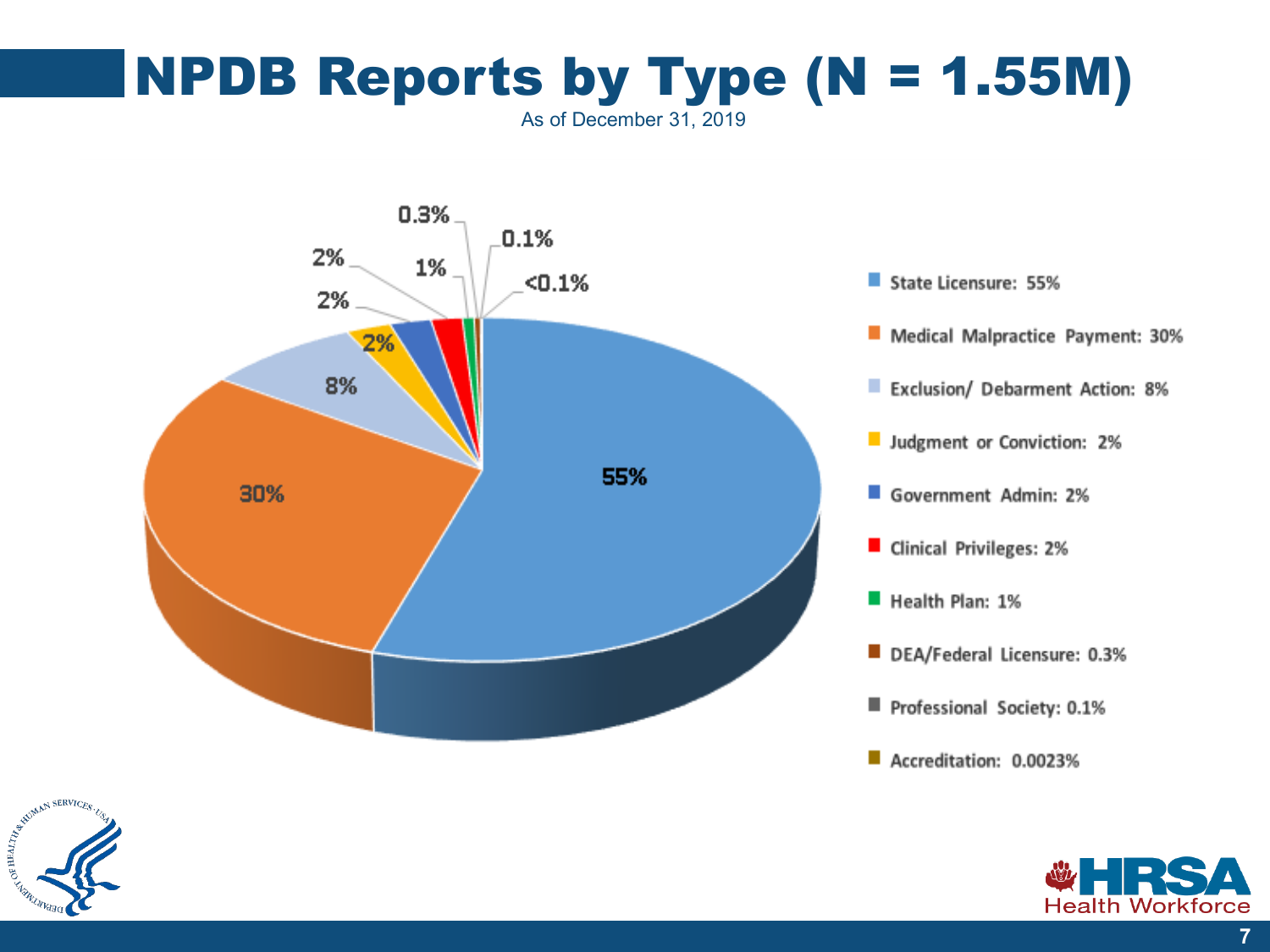# NPDB Reports by Type (N = 1.55M)

As of December 31, 2019

- State Licensure: 55%
- Medical Malpractice Payment: 30%
- Exclusion/ Debarment Action: 8%
- Judgment or Conviction: 2%
- Government Admin: 2%
- Clinical Privileges: 2%
- Health Plan: 1%
- DEA/Federal Licensure: 0.3%
- Professional Society: 0.1%
- Accreditation: 0.0023%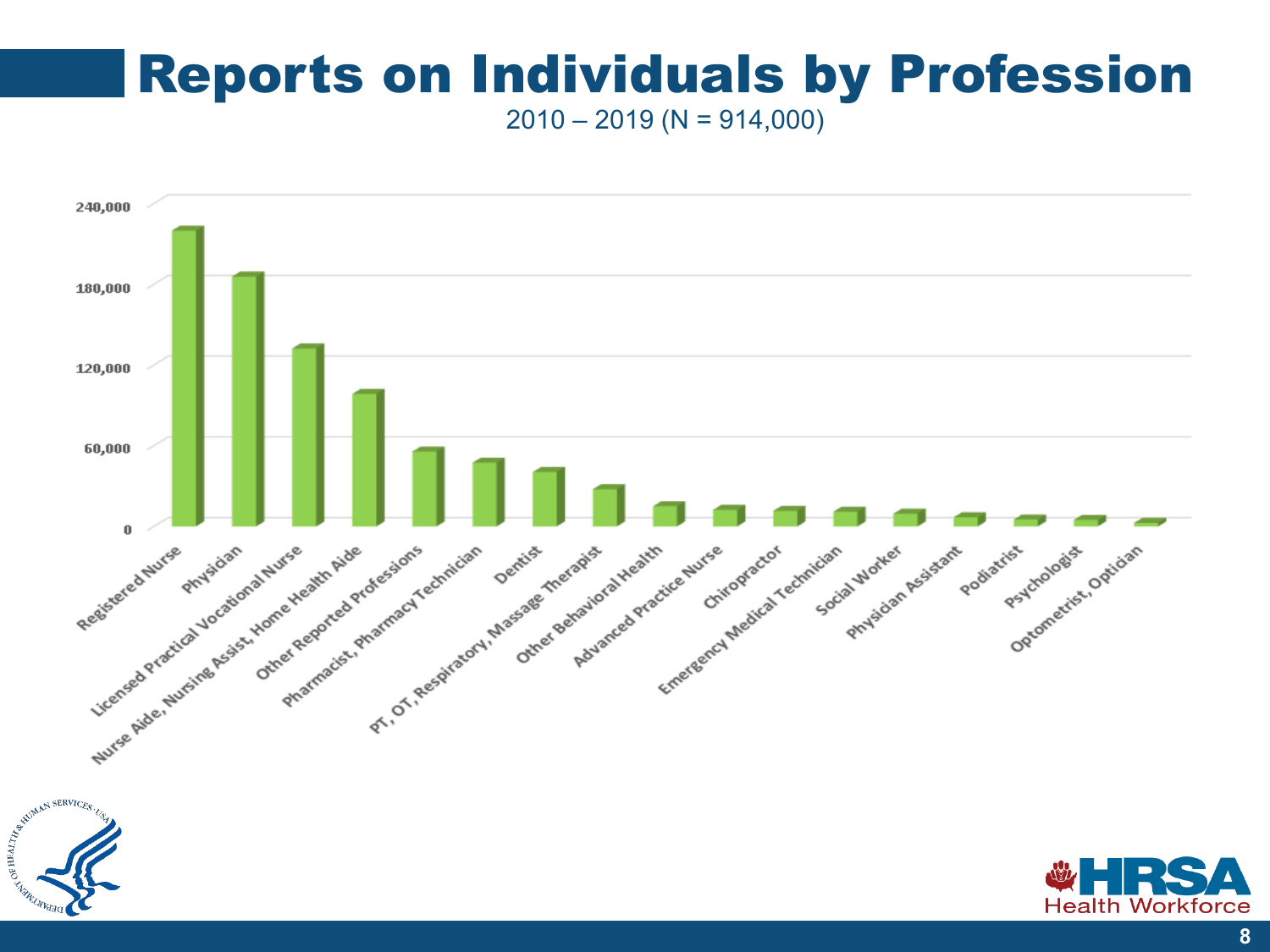# Reports on Individuals by Profession

2010 – 2019 (N = 914,000)

240,000
180,000
120,000
60,000
0

Registered Nurse
Physician
Licensed Practical Vocational Nurse
Nurse Aide, Nursing Assist, Home Health Aide
Other Reported Professions
Pharmacist, Pharmacy Technician
Dentist
PT, OT, Respiratory, Massage Therapist
Other Behavioral Health
Advanced Practice Nurse
Chiropractor
Emergency Medical Technician
Social Worker
Physician Assistant
Podiatrist
Psychologist
Optometrist, Optician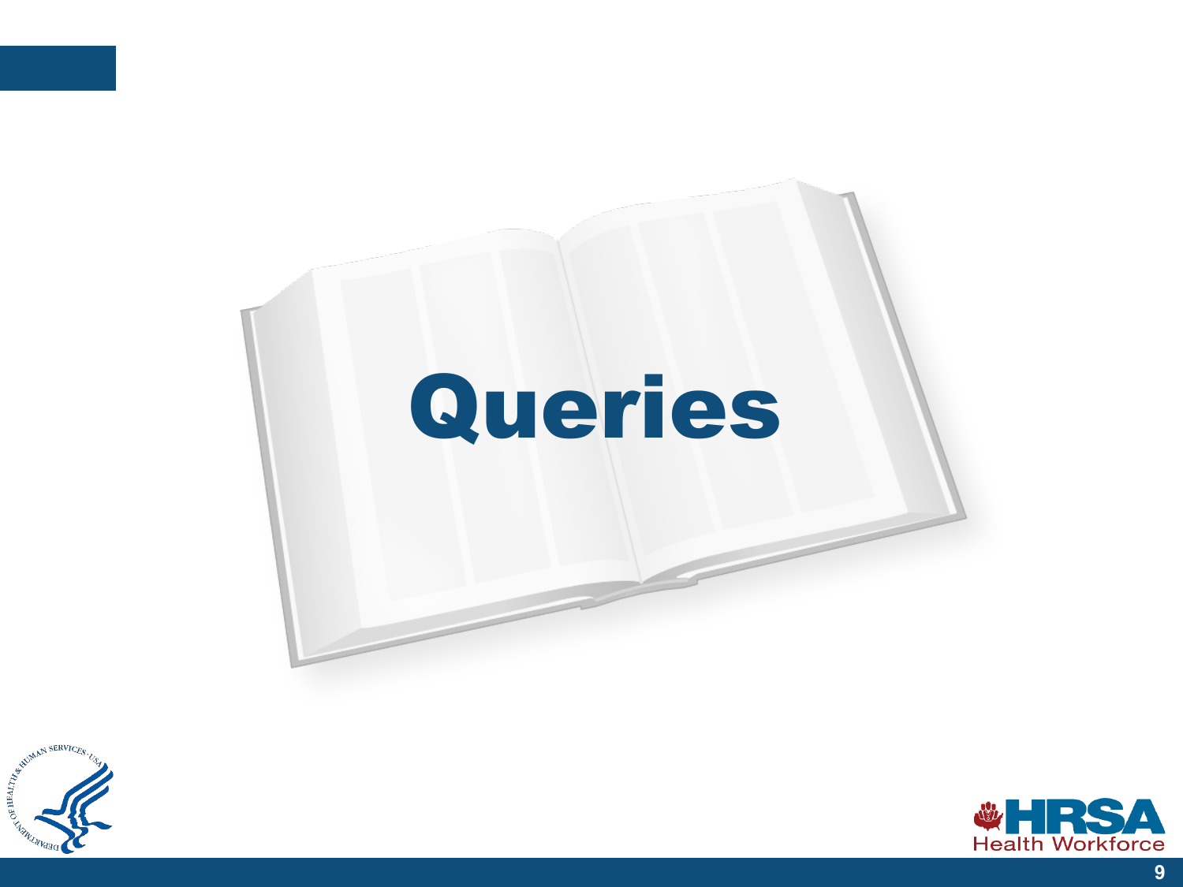# Queries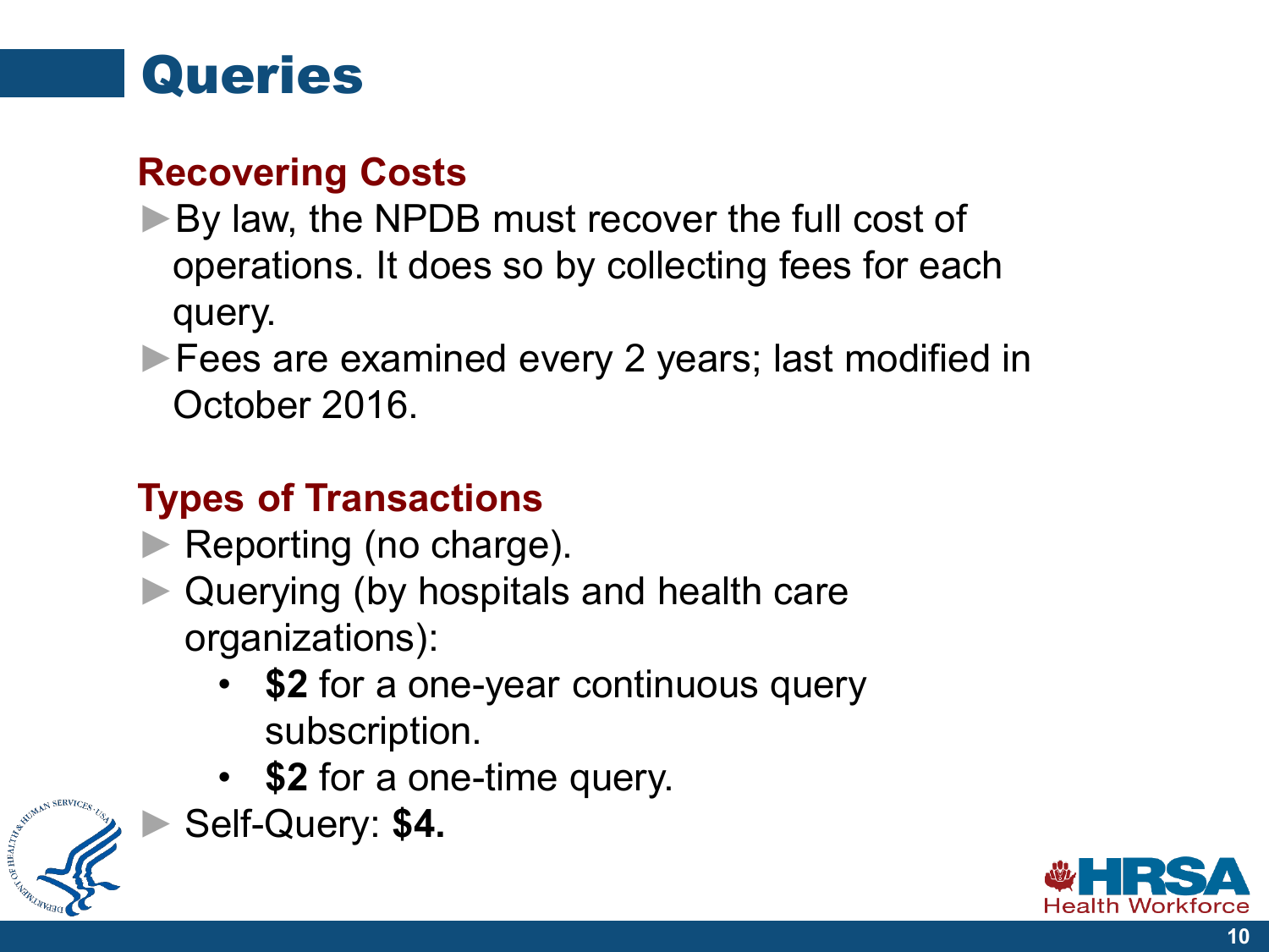# Queries

## Recovering Costs

- By law, the NPDB must recover the full cost of operations. It does so by collecting fees for each query.
- Fees are examined every 2 years; last modified in October 2016.

## Types of Transactions

- Reporting (no charge).
- Querying (by hospitals and health care organizations):
  - **$2** for a one-year continuous query subscription.
  - **$2** for a one-time query.
- Self-Query: **$4.**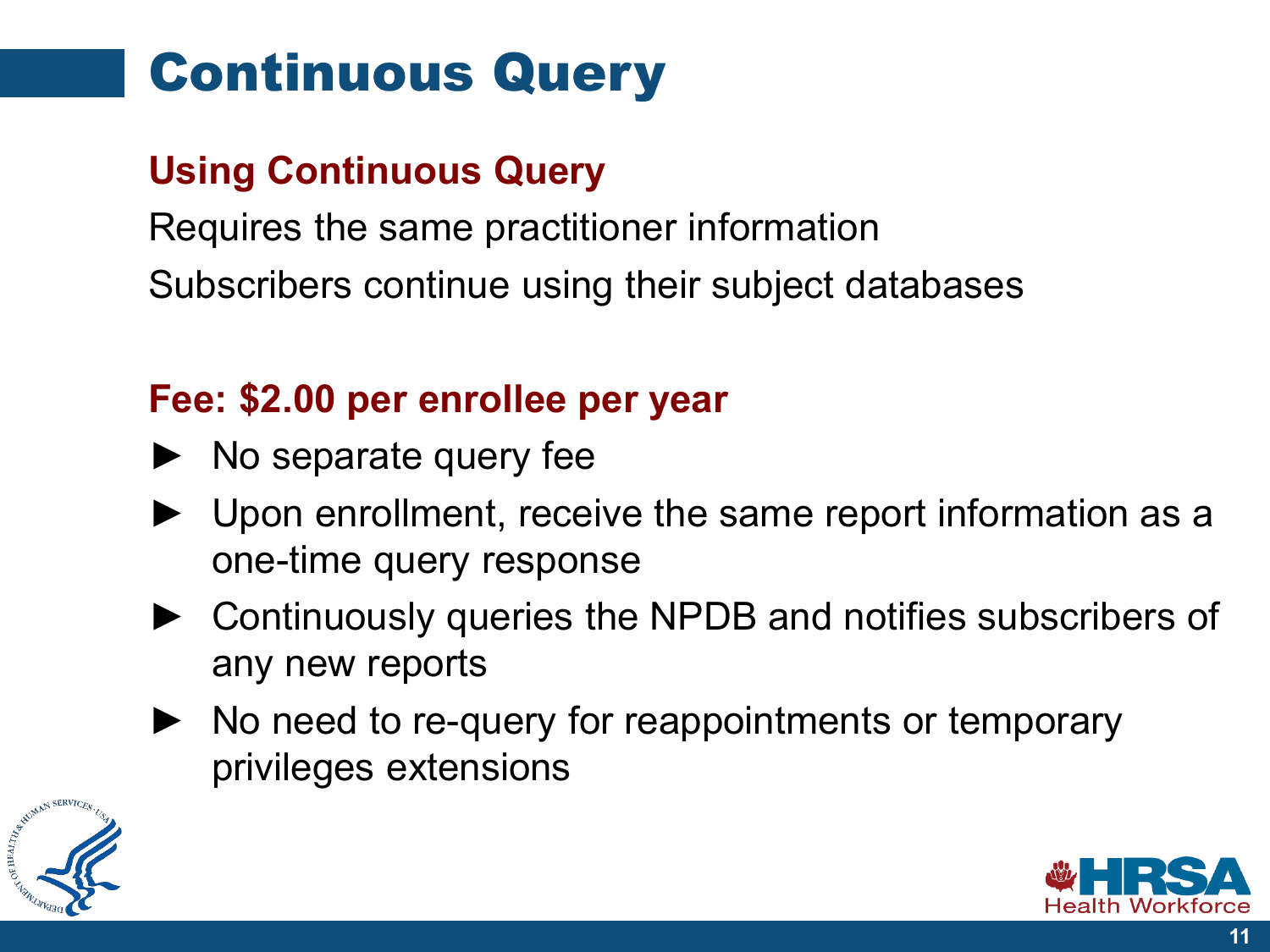# Continuous Query

## Using Continuous Query

Requires the same practitioner information

Subscribers continue using their subject databases

## Fee: $2.00 per enrollee per year

- No separate query fee
- Upon enrollment, receive the same report information as a one-time query response
- Continuously queries the NPDB and notifies subscribers of any new reports
- No need to re-query for reappointments or temporary privileges extensions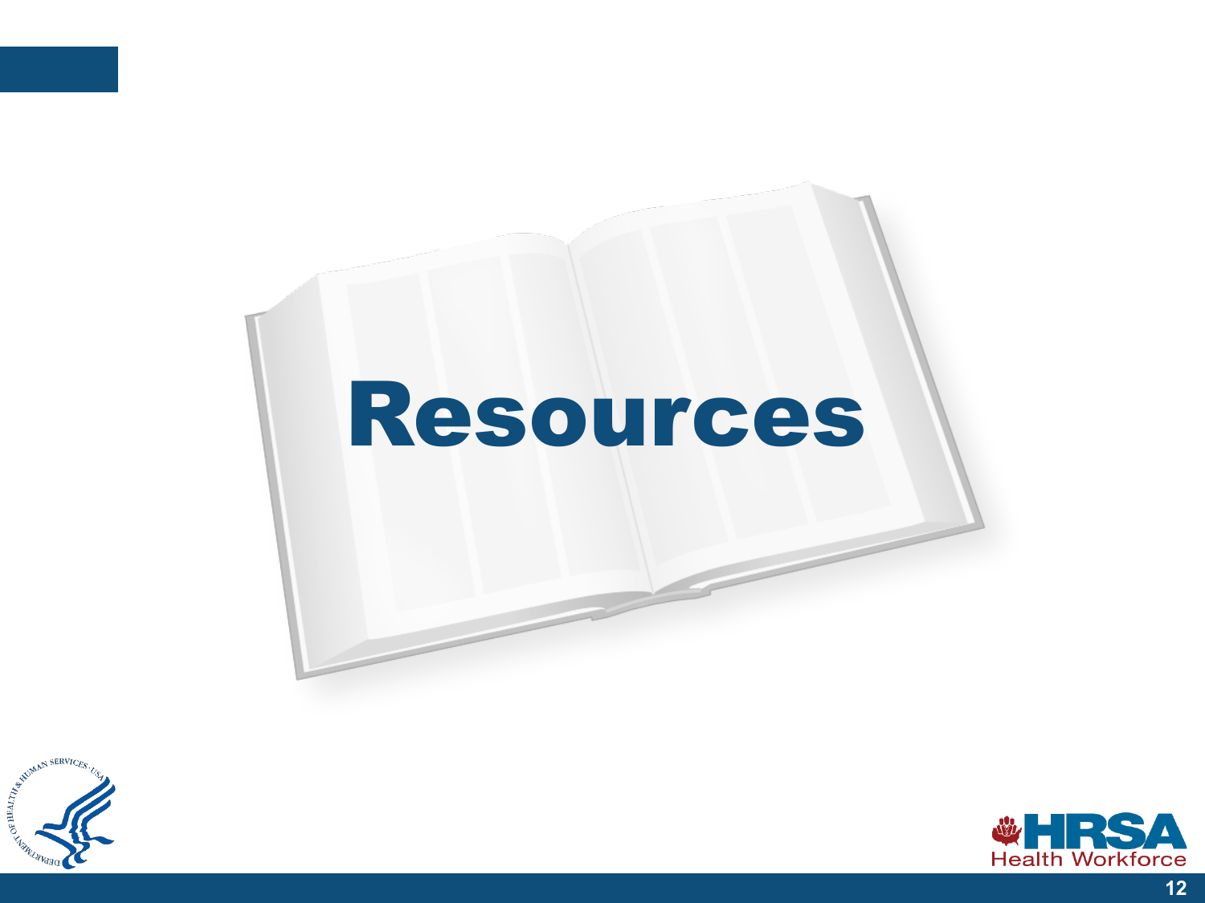# Resources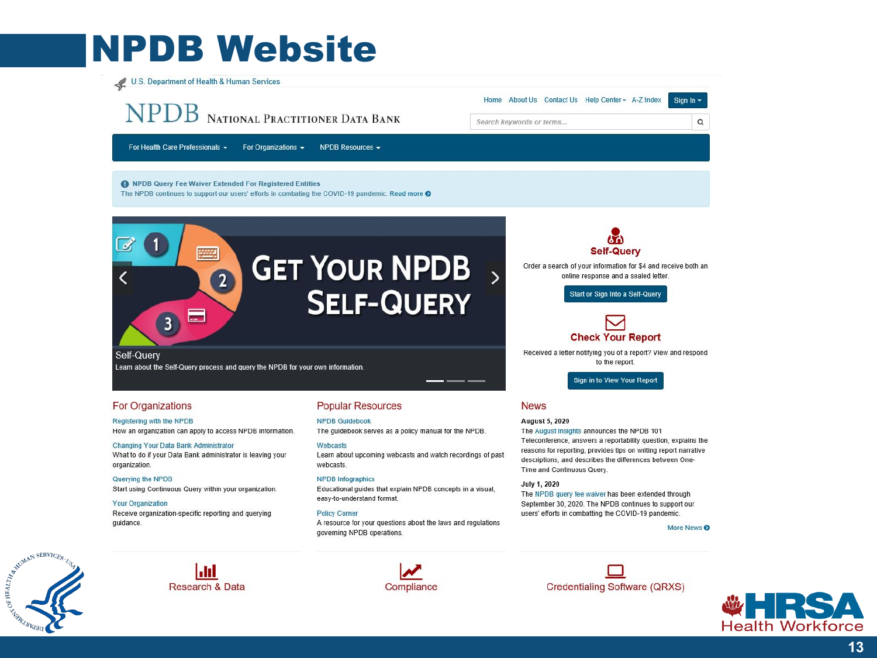# NPDB Website

U.S. Department of Health & Human Services

Home | About Us | Contact Us | Help Center | A-Z Index | Sign In

**NPDB** National Practitioner Data Bank

Search keywords or terms...

For Health Care Professionals | For Organizations | NPDB Resources

**NPDB Query Fee Waiver Extended For Registered Entities**
The NPDB continues to support our users' efforts in combating the COVID-19 pandemic. Read more

**Get Your NPDB Self-Query**

Self-Query
Learn about the Self-Query process and query the NPDB for your own information.

### Self-Query

Order a search of your information for $4 and receive both an online response and a sealed letter.

Start or Sign Into a Self-Query

### Check Your Report

Received a letter notifying you of a report? View and respond to the report.

Sign in to View Your Report

## For Organizations

**Registering with the NPDB**
How an organization can apply to access NPDB information.

**Changing Your Data Bank Administrator**
What to do if your Data Bank administrator is leaving your organization.

**Querying the NPDB**
Start using Continuous Query within your organization.

**Your Organization**
Receive organization-specific reporting and querying guidance.

## Popular Resources

**NPDB Guidebook**
The guidebook serves as a policy manual for the NPDB.

**Webcasts**
Learn about upcoming webcasts and watch recordings of past webcasts.

**NPDB Infographics**
Educational guides that explain NPDB concepts in a visual, easy-to-understand format.

**Policy Corner**
A resource for your questions about the laws and regulations governing NPDB operations.

## News

**August 5, 2020**
The August Insights announces the NPDB 101 Teleconference, answers a reportability question, explains the reasons for reporting, provides tips on writing report narrative descriptions, and describes the differences between One-Time and Continuous Query.

**July 1, 2020**
The NPDB query fee waiver has been extended through September 30, 2020. The NPDB continues to support our users' efforts in combatting the COVID-19 pandemic.

More News

Research & Data | Compliance | Credentialing Software (QRXS)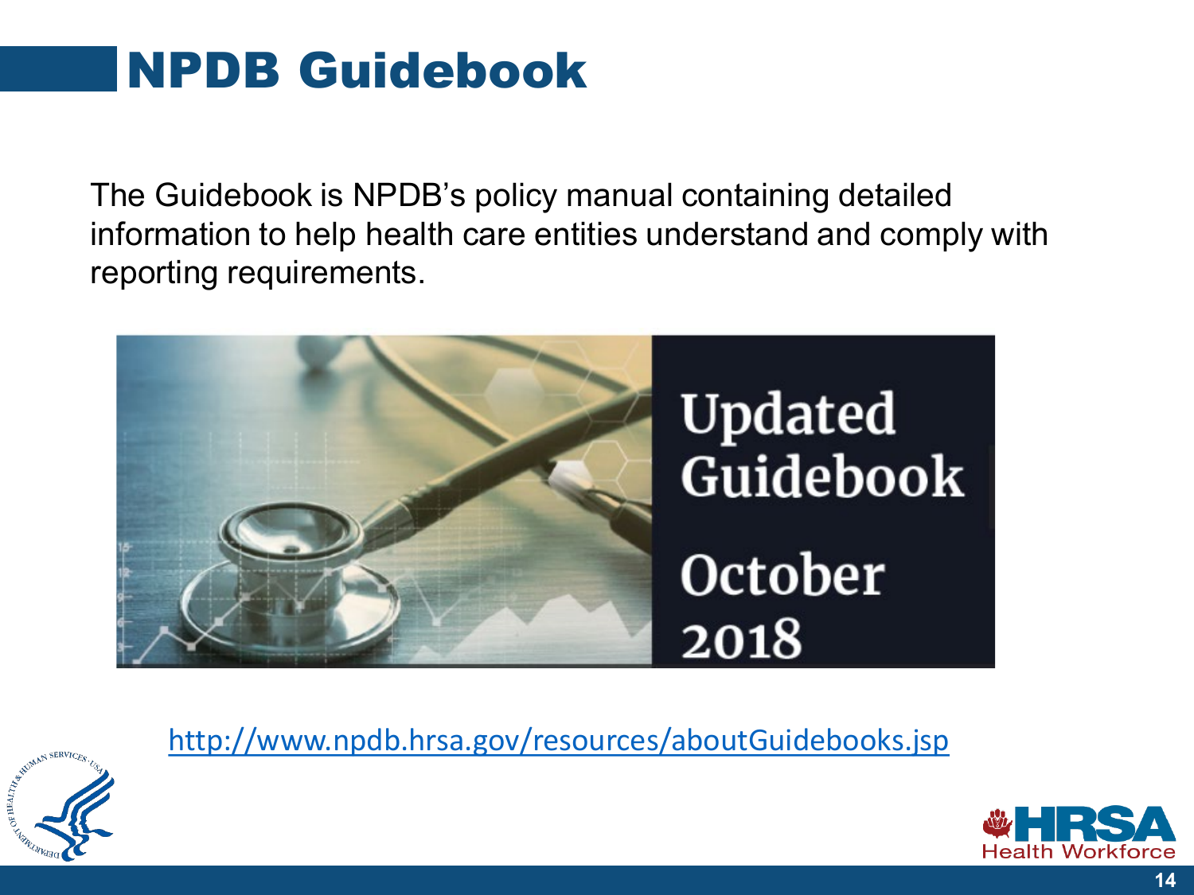# NPDB Guidebook

The Guidebook is NPDB's policy manual containing detailed information to help health care entities understand and comply with reporting requirements.

Updated Guidebook

October 2018

http://www.npdb.hrsa.gov/resources/aboutGuidebooks.jsp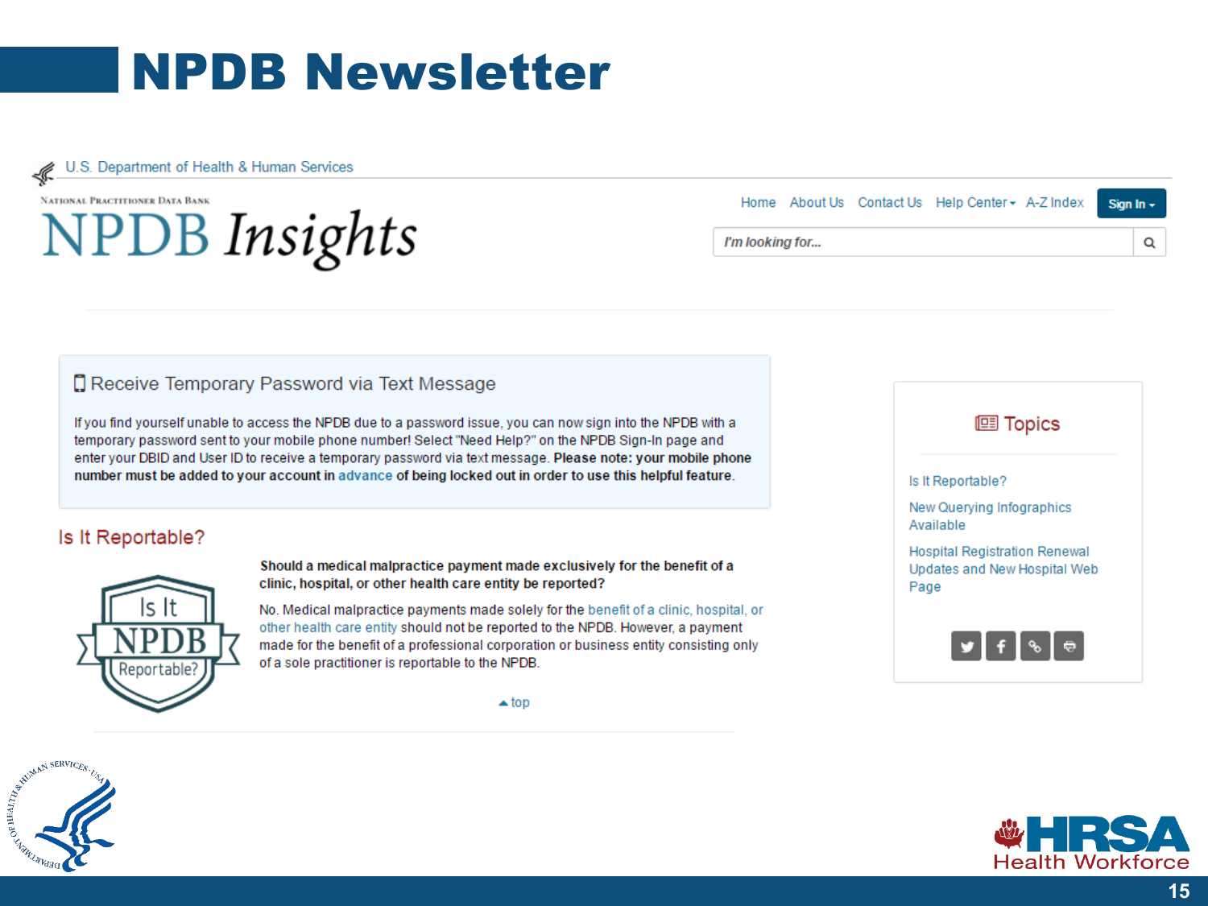# NPDB Newsletter

U.S. Department of Health & Human Services

National Practitioner Data Bank

NPDB *Insights*

Home | About Us | Contact Us | Help Center | A-Z Index | Sign In

I'm looking for...

## Receive Temporary Password via Text Message

If you find yourself unable to access the NPDB due to a password issue, you can now sign into the NPDB with a temporary password sent to your mobile phone number! Select "Need Help?" on the NPDB Sign-In page and enter your DBID and User ID to receive a temporary password via text message. **Please note: your mobile phone number must be added to your account in advance of being locked out in order to use this helpful feature.**

## Is It Reportable?

Is It NPDB Reportable?

**Should a medical malpractice payment made exclusively for the benefit of a clinic, hospital, or other health care entity be reported?**

No. Medical malpractice payments made solely for the benefit of a clinic, hospital, or other health care entity should not be reported to the NPDB. However, a payment made for the benefit of a professional corporation or business entity consisting only of a sole practitioner is reportable to the NPDB.

top

### Topics

- Is It Reportable?
- New Querying Infographics Available
- Hospital Registration Renewal Updates and New Hospital Web Page

HRSA Health Workforce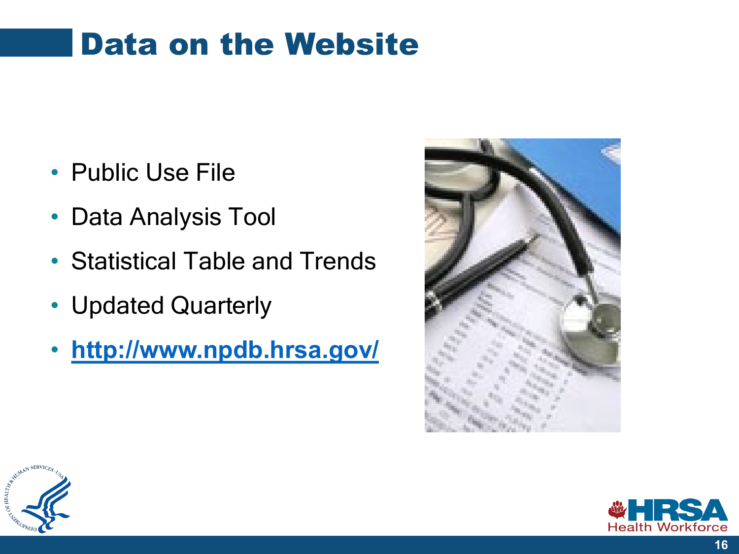# Data on the Website

- Public Use File
- Data Analysis Tool
- Statistical Table and Trends
- Updated Quarterly
- **http://www.npdb.hrsa.gov/**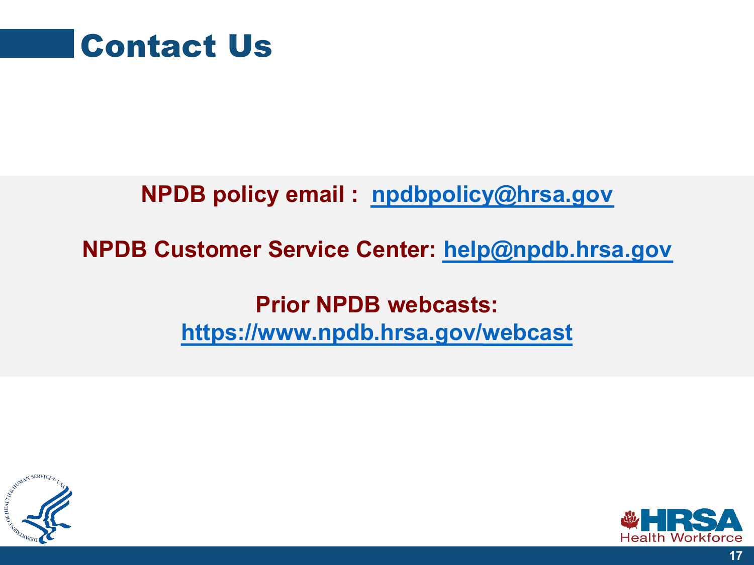# Contact Us

**NPDB policy email : npdbpolicy@hrsa.gov**

**NPDB Customer Service Center: help@npdb.hrsa.gov**

**Prior NPDB webcasts:**
**https://www.npdb.hrsa.gov/webcast**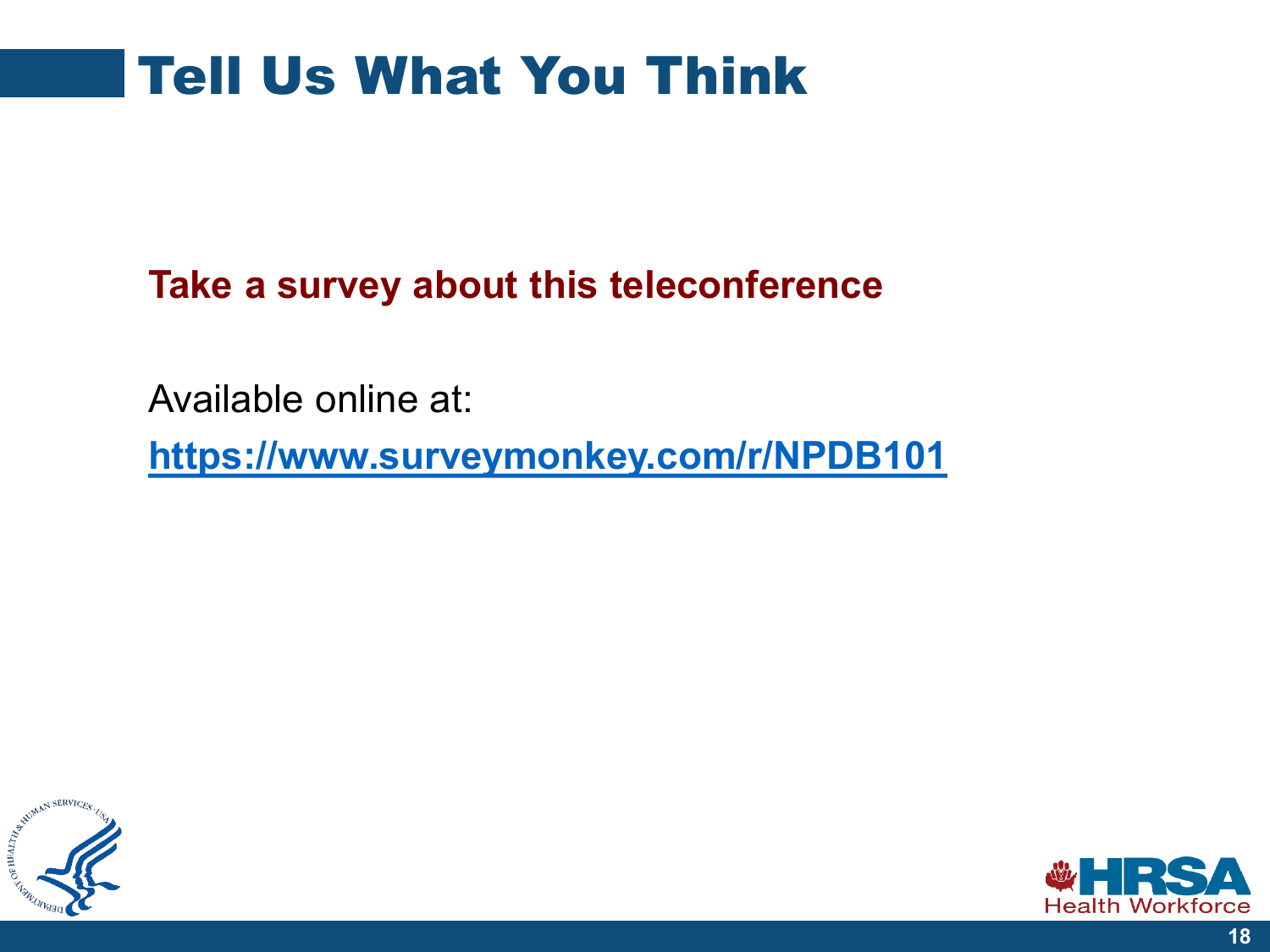# Tell Us What You Think

**Take a survey about this teleconference**

Available online at:

**https://www.surveymonkey.com/r/NPDB101**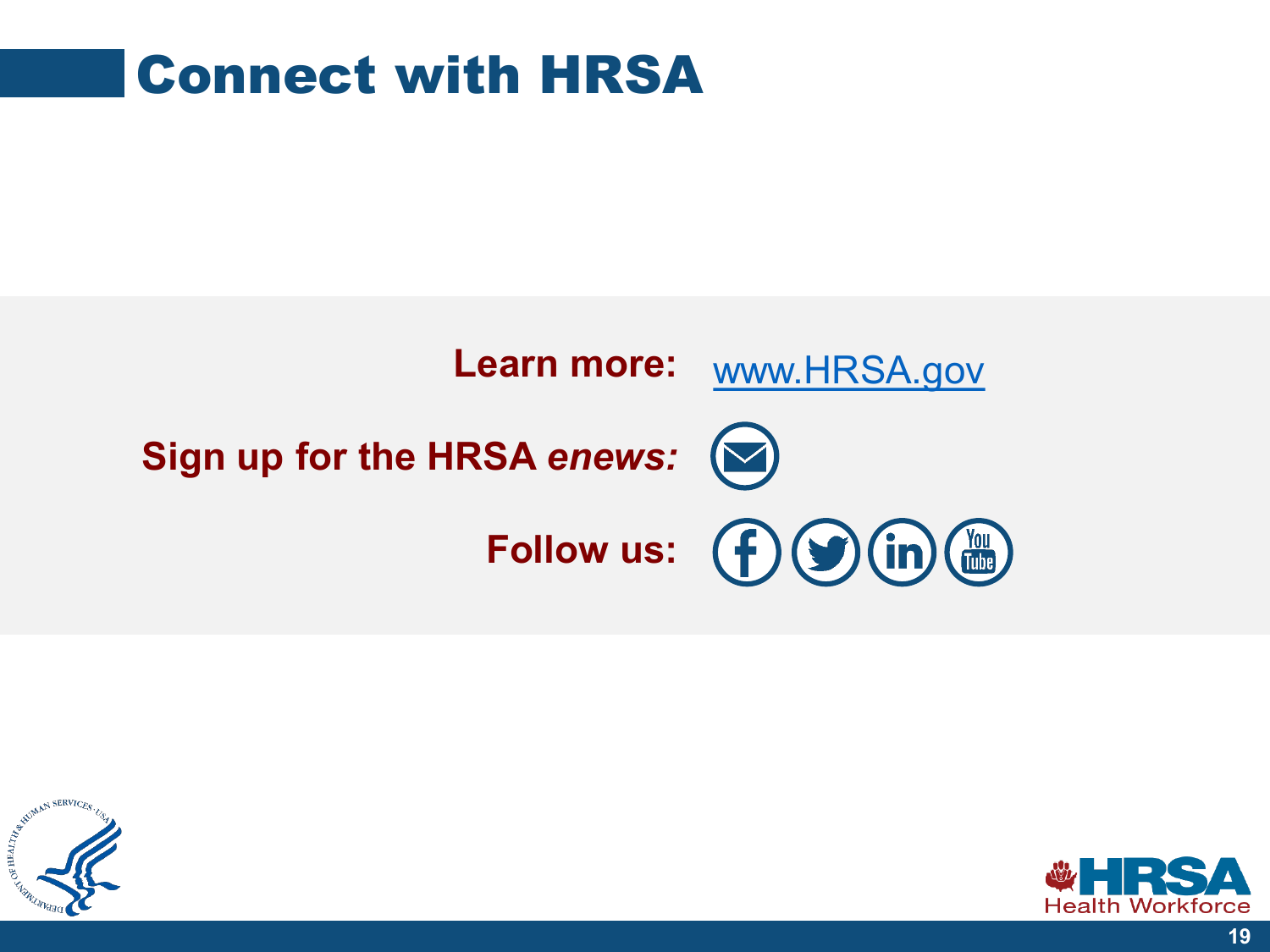# Connect with HRSA

**Learn more:** www.HRSA.gov

**Sign up for the HRSA *enews:***

**Follow us:**